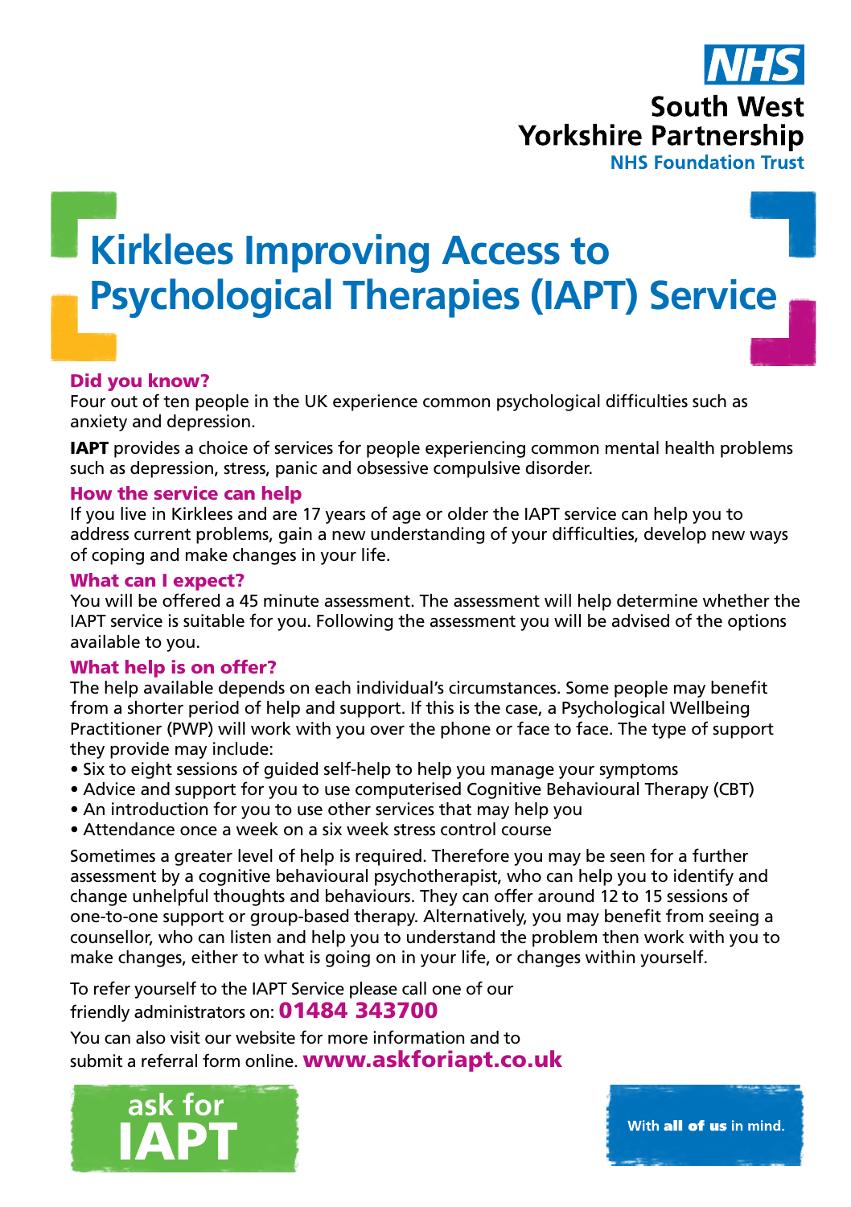NHS
South West Yorkshire Partnership
NHS Foundation Trust

# Kirklees Improving Access to Psychological Therapies (IAPT) Service

## Did you know?

Four out of ten people in the UK experience common psychological difficulties such as anxiety and depression.

**IAPT** provides a choice of services for people experiencing common mental health problems such as depression, stress, panic and obsessive compulsive disorder.

## How the service can help

If you live in Kirklees and are 17 years of age or older the IAPT service can help you to address current problems, gain a new understanding of your difficulties, develop new ways of coping and make changes in your life.

## What can I expect?

You will be offered a 45 minute assessment. The assessment will help determine whether the IAPT service is suitable for you. Following the assessment you will be advised of the options available to you.

## What help is on offer?

The help available depends on each individual's circumstances. Some people may benefit from a shorter period of help and support. If this is the case, a Psychological Wellbeing Practitioner (PWP) will work with you over the phone or face to face. The type of support they provide may include:

- Six to eight sessions of guided self-help to help you manage your symptoms
- Advice and support for you to use computerised Cognitive Behavioural Therapy (CBT)
- An introduction for you to use other services that may help you
- Attendance once a week on a six week stress control course

Sometimes a greater level of help is required. Therefore you may be seen for a further assessment by a cognitive behavioural psychotherapist, who can help you to identify and change unhelpful thoughts and behaviours. They can offer around 12 to 15 sessions of one-to-one support or group-based therapy. Alternatively, you may benefit from seeing a counsellor, who can listen and help you to understand the problem then work with you to make changes, either to what is going on in your life, or changes within yourself.

To refer yourself to the IAPT Service please call one of our friendly administrators on: **01484 343700**

You can also visit our website for more information and to submit a referral form online. **www.askforiapt.co.uk**

ask for IAPT

With **all of us** in mind.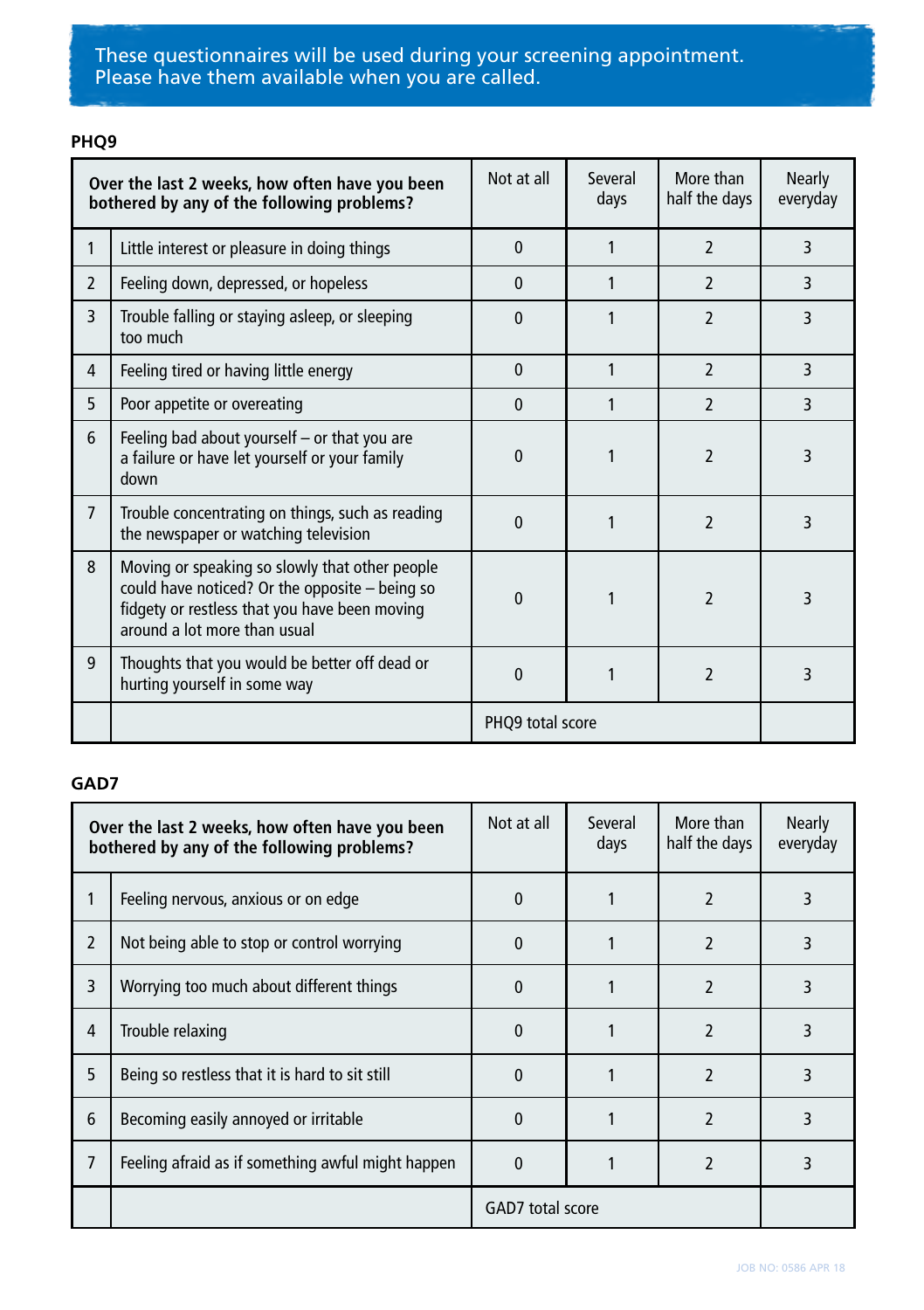These questionnaires will be used during your screening appointment.
Please have them available when you are called.

## PHQ9

| | Over the last 2 weeks, how often have you been bothered by any of the following problems? | Not at all | Several days | More than half the days | Nearly everyday |
|---|---|---|---|---|---|
| 1 | Little interest or pleasure in doing things | 0 | 1 | 2 | 3 |
| 2 | Feeling down, depressed, or hopeless | 0 | 1 | 2 | 3 |
| 3 | Trouble falling or staying asleep, or sleeping too much | 0 | 1 | 2 | 3 |
| 4 | Feeling tired or having little energy | 0 | 1 | 2 | 3 |
| 5 | Poor appetite or overeating | 0 | 1 | 2 | 3 |
| 6 | Feeling bad about yourself – or that you are a failure or have let yourself or your family down | 0 | 1 | 2 | 3 |
| 7 | Trouble concentrating on things, such as reading the newspaper or watching television | 0 | 1 | 2 | 3 |
| 8 | Moving or speaking so slowly that other people could have noticed? Or the opposite – being so fidgety or restless that you have been moving around a lot more than usual | 0 | 1 | 2 | 3 |
| 9 | Thoughts that you would be better off dead or hurting yourself in some way | 0 | 1 | 2 | 3 |
| | | PHQ9 total score | | | |

## GAD7

| | Over the last 2 weeks, how often have you been bothered by any of the following problems? | Not at all | Several days | More than half the days | Nearly everyday |
|---|---|---|---|---|---|
| 1 | Feeling nervous, anxious or on edge | 0 | 1 | 2 | 3 |
| 2 | Not being able to stop or control worrying | 0 | 1 | 2 | 3 |
| 3 | Worrying too much about different things | 0 | 1 | 2 | 3 |
| 4 | Trouble relaxing | 0 | 1 | 2 | 3 |
| 5 | Being so restless that it is hard to sit still | 0 | 1 | 2 | 3 |
| 6 | Becoming easily annoyed or irritable | 0 | 1 | 2 | 3 |
| 7 | Feeling afraid as if something awful might happen | 0 | 1 | 2 | 3 |
| | | GAD7 total score | | | |

JOB NO: 0586 APR 18